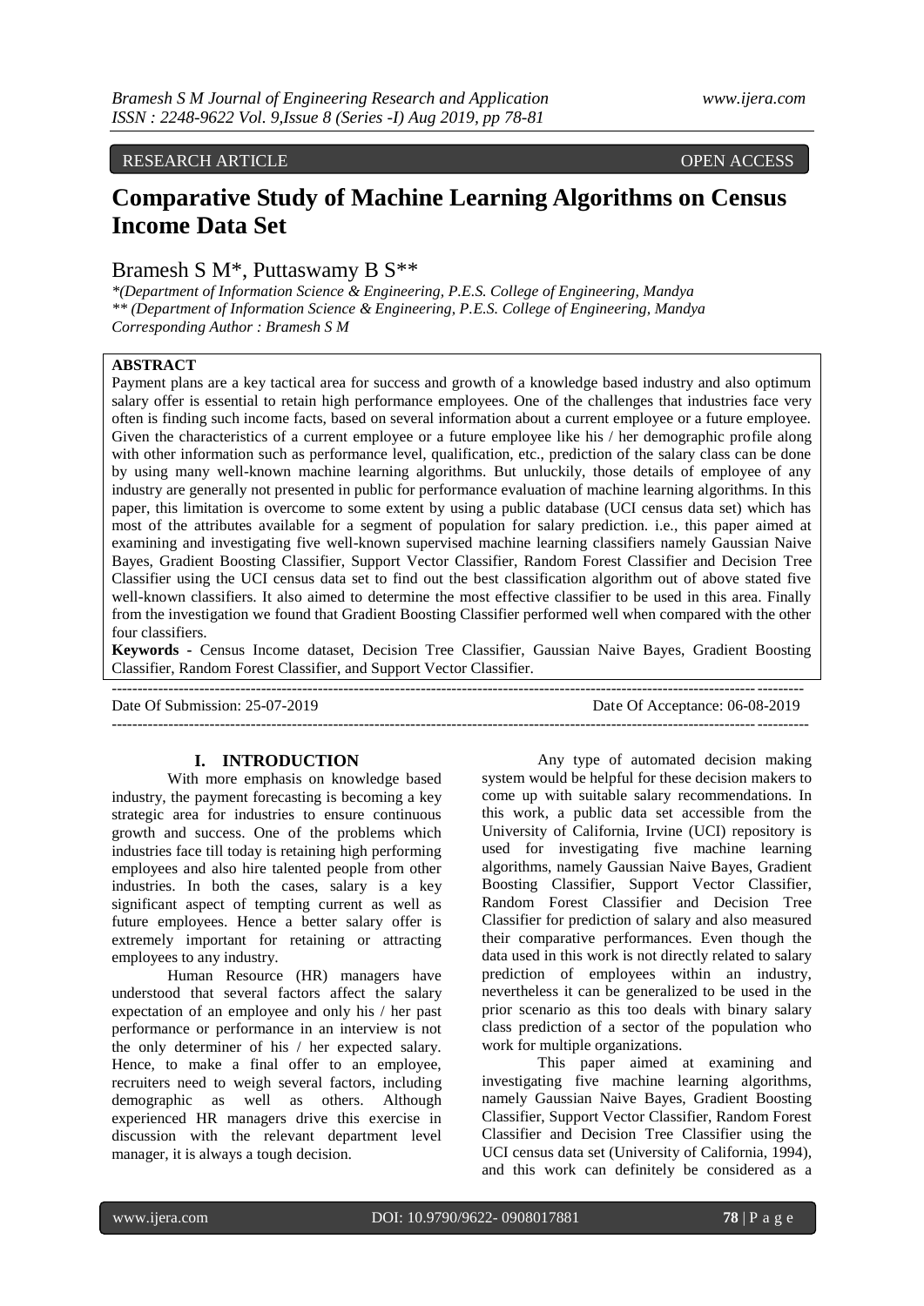RESEARCH ARTICLE OPEN ACCESS

# Comparative Study of Machine Learning Algorithms on Census Income Data Set

Bramesh S M*, Puttaswamy B S**

*(Department of Information Science & Engineering, P.E.S. College of Engineering, Mandya*
*** (Department of Information Science & Engineering, P.E.S. College of Engineering, Mandya*
*Corresponding Author : Bramesh S M*

**ABSTRACT**

Payment plans are a key tactical area for success and growth of a knowledge based industry and also optimum salary offer is essential to retain high performance employees. One of the challenges that industries face very often is finding such income facts, based on several information about a current employee or a future employee. Given the characteristics of a current employee or a future employee like his / her demographic profile along with other information such as performance level, qualification, etc., prediction of the salary class can be done by using many well-known machine learning algorithms. But unluckily, those details of employee of any industry are generally not presented in public for performance evaluation of machine learning algorithms. In this paper, this limitation is overcome to some extent by using a public database (UCI census data set) which has most of the attributes available for a segment of population for salary prediction. i.e., this paper aimed at examining and investigating five well-known supervised machine learning classifiers namely Gaussian Naive Bayes, Gradient Boosting Classifier, Support Vector Classifier, Random Forest Classifier and Decision Tree Classifier using the UCI census data set to find out the best classification algorithm out of above stated five well-known classifiers. It also aimed to determine the most effective classifier to be used in this area. Finally from the investigation we found that Gradient Boosting Classifier performed well when compared with the other four classifiers.

**Keywords -** Census Income dataset, Decision Tree Classifier, Gaussian Naive Bayes, Gradient Boosting Classifier, Random Forest Classifier, and Support Vector Classifier.

---

Date Of Submission: 25-07-2019 Date Of Acceptance: 06-08-2019

---

## I. INTRODUCTION

With more emphasis on knowledge based industry, the payment forecasting is becoming a key strategic area for industries to ensure continuous growth and success. One of the problems which industries face till today is retaining high performing employees and also hire talented people from other industries. In both the cases, salary is a key significant aspect of tempting current as well as future employees. Hence a better salary offer is extremely important for retaining or attracting employees to any industry.

Human Resource (HR) managers have understood that several factors affect the salary expectation of an employee and only his / her past performance or performance in an interview is not the only determiner of his / her expected salary. Hence, to make a final offer to an employee, recruiters need to weigh several factors, including demographic as well as others. Although experienced HR managers drive this exercise in discussion with the relevant department level manager, it is always a tough decision.

Any type of automated decision making system would be helpful for these decision makers to come up with suitable salary recommendations. In this work, a public data set accessible from the University of California, Irvine (UCI) repository is used for investigating five machine learning algorithms, namely Gaussian Naive Bayes, Gradient Boosting Classifier, Support Vector Classifier, Random Forest Classifier and Decision Tree Classifier for prediction of salary and also measured their comparative performances. Even though the data used in this work is not directly related to salary prediction of employees within an industry, nevertheless it can be generalized to be used in the prior scenario as this too deals with binary salary class prediction of a sector of the population who work for multiple organizations.

This paper aimed at examining and investigating five machine learning algorithms, namely Gaussian Naive Bayes, Gradient Boosting Classifier, Support Vector Classifier, Random Forest Classifier and Decision Tree Classifier using the UCI census data set (University of California, 1994), and this work can definitely be considered as a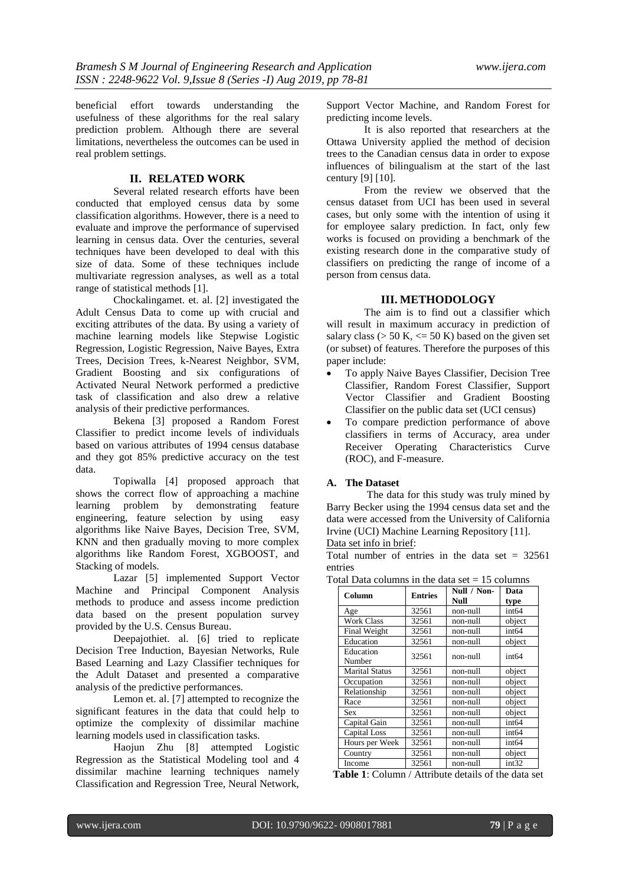beneficial effort towards understanding the usefulness of these algorithms for the real salary prediction problem. Although there are several limitations, nevertheless the outcomes can be used in real problem settings.

## II. RELATED WORK

Several related research efforts have been conducted that employed census data by some classification algorithms. However, there is a need to evaluate and improve the performance of supervised learning in census data. Over the centuries, several techniques have been developed to deal with this size of data. Some of these techniques include multivariate regression analyses, as well as a total range of statistical methods [1].

Chockalingamet. et. al. [2] investigated the Adult Census Data to come up with crucial and exciting attributes of the data. By using a variety of machine learning models like Stepwise Logistic Regression, Logistic Regression, Naive Bayes, Extra Trees, Decision Trees, k-Nearest Neighbor, SVM, Gradient Boosting and six configurations of Activated Neural Network performed a predictive task of classification and also drew a relative analysis of their predictive performances.

Bekena [3] proposed a Random Forest Classifier to predict income levels of individuals based on various attributes of 1994 census database and they got 85% predictive accuracy on the test data.

Topiwalla [4] proposed approach that shows the correct flow of approaching a machine learning problem by demonstrating feature engineering, feature selection by using easy algorithms like Naive Bayes, Decision Tree, SVM, KNN and then gradually moving to more complex algorithms like Random Forest, XGBOOST, and Stacking of models.

Lazar [5] implemented Support Vector Machine and Principal Component Analysis methods to produce and assess income prediction data based on the present population survey provided by the U.S. Census Bureau.

Deepajothiet. al. [6] tried to replicate Decision Tree Induction, Bayesian Networks, Rule Based Learning and Lazy Classifier techniques for the Adult Dataset and presented a comparative analysis of the predictive performances.

Lemon et. al. [7] attempted to recognize the significant features in the data that could help to optimize the complexity of dissimilar machine learning models used in classification tasks.

Haojun Zhu [8] attempted Logistic Regression as the Statistical Modeling tool and 4 dissimilar machine learning techniques namely Classification and Regression Tree, Neural Network, Support Vector Machine, and Random Forest for predicting income levels.

It is also reported that researchers at the Ottawa University applied the method of decision trees to the Canadian census data in order to expose influences of bilingualism at the start of the last century [9] [10].

From the review we observed that the census dataset from UCI has been used in several cases, but only some with the intention of using it for employee salary prediction. In fact, only few works is focused on providing a benchmark of the existing research done in the comparative study of classifiers on predicting the range of income of a person from census data.

## III. METHODOLOGY

The aim is to find out a classifier which will result in maximum accuracy in prediction of salary class (> 50 K, <= 50 K) based on the given set (or subset) of features. Therefore the purposes of this paper include:

- To apply Naive Bayes Classifier, Decision Tree Classifier, Random Forest Classifier, Support Vector Classifier and Gradient Boosting Classifier on the public data set (UCI census)
- To compare prediction performance of above classifiers in terms of Accuracy, area under Receiver Operating Characteristics Curve (ROC), and F-measure.

### A. The Dataset

The data for this study was truly mined by Barry Becker using the 1994 census data set and the data were accessed from the University of California Irvine (UCI) Machine Learning Repository [11].

Data set info in brief:

Total number of entries in the data set = 32561 entries

Total Data columns in the data set = 15 columns

| Column | Entries | Null / Non-Null | Data type |
|---|---|---|---|
| Age | 32561 | non-null | int64 |
| Work Class | 32561 | non-null | object |
| Final Weight | 32561 | non-null | int64 |
| Education | 32561 | non-null | object |
| Education Number | 32561 | non-null | int64 |
| Marital Status | 32561 | non-null | object |
| Occupation | 32561 | non-null | object |
| Relationship | 32561 | non-null | object |
| Race | 32561 | non-null | object |
| Sex | 32561 | non-null | object |
| Capital Gain | 32561 | non-null | int64 |
| Capital Loss | 32561 | non-null | int64 |
| Hours per Week | 32561 | non-null | int64 |
| Country | 32561 | non-null | object |
| Income | 32561 | non-null | int32 |

**Table 1**: Column / Attribute details of the data set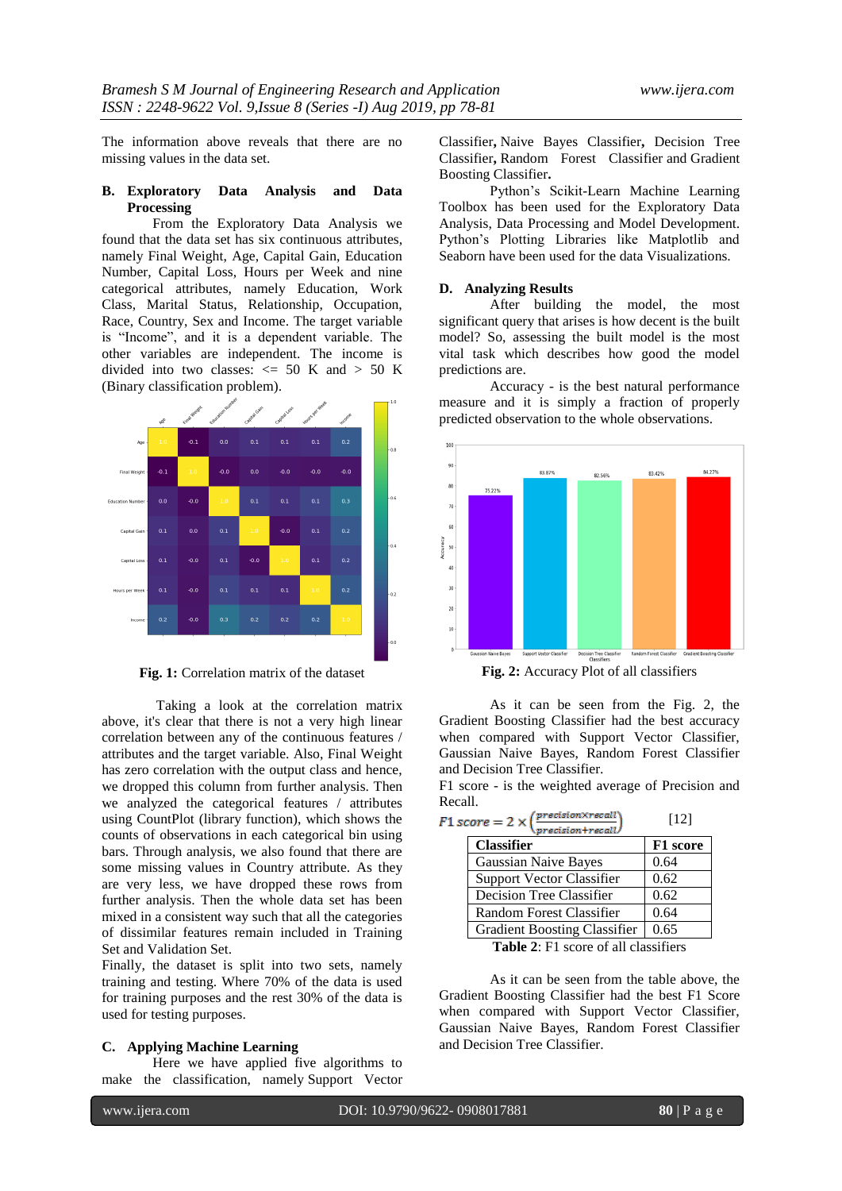The information above reveals that there are no missing values in the data set.

### B. Exploratory Data Analysis and Data Processing

From the Exploratory Data Analysis we found that the data set has six continuous attributes, namely Final Weight, Age, Capital Gain, Education Number, Capital Loss, Hours per Week and nine categorical attributes, namely Education, Work Class, Marital Status, Relationship, Occupation, Race, Country, Sex and Income. The target variable is "Income", and it is a dependent variable. The other variables are independent. The income is divided into two classes: <= 50 K and > 50 K (Binary classification problem).

**Fig. 1:** Correlation matrix of the dataset

Taking a look at the correlation matrix above, it's clear that there is not a very high linear correlation between any of the continuous features / attributes and the target variable. Also, Final Weight has zero correlation with the output class and hence, we dropped this column from further analysis. Then we analyzed the categorical features / attributes using CountPlot (library function), which shows the counts of observations in each categorical bin using bars. Through analysis, we also found that there are some missing values in Country attribute. As they are very less, we have dropped these rows from further analysis. Then the whole data set has been mixed in a consistent way such that all the categories of dissimilar features remain included in Training Set and Validation Set.

Finally, the dataset is split into two sets, namely training and testing. Where 70% of the data is used for training purposes and the rest 30% of the data is used for testing purposes.

### C. Applying Machine Learning

Here we have applied five algorithms to make the classification, namely Support Vector Classifier, Naive Bayes Classifier, Decision Tree Classifier, Random Forest Classifier and Gradient Boosting Classifier.

Python's Scikit-Learn Machine Learning Toolbox has been used for the Exploratory Data Analysis, Data Processing and Model Development. Python's Plotting Libraries like Matplotlib and Seaborn have been used for the data Visualizations.

### D. Analyzing Results

After building the model, the most significant query that arises is how decent is the built model? So, assessing the built model is the most vital task which describes how good the model predictions are.

Accuracy - is the best natural performance measure and it is simply a fraction of properly predicted observation to the whole observations.

**Fig. 2:** Accuracy Plot of all classifiers

As it can be seen from the Fig. 2, the Gradient Boosting Classifier had the best accuracy when compared with Support Vector Classifier, Gaussian Naive Bayes, Random Forest Classifier and Decision Tree Classifier.

F1 score - is the weighted average of Precision and Recall.

$$F1\ score = 2 \times \left(\frac{precision \times recall}{precision + recall}\right) \quad [12]$$

| Classifier | F1 score |
|---|---|
| Gaussian Naive Bayes | 0.64 |
| Support Vector Classifier | 0.62 |
| Decision Tree Classifier | 0.62 |
| Random Forest Classifier | 0.64 |
| Gradient Boosting Classifier | 0.65 |

**Table 2**: F1 score of all classifiers

As it can be seen from the table above, the Gradient Boosting Classifier had the best F1 Score when compared with Support Vector Classifier, Gaussian Naive Bayes, Random Forest Classifier and Decision Tree Classifier.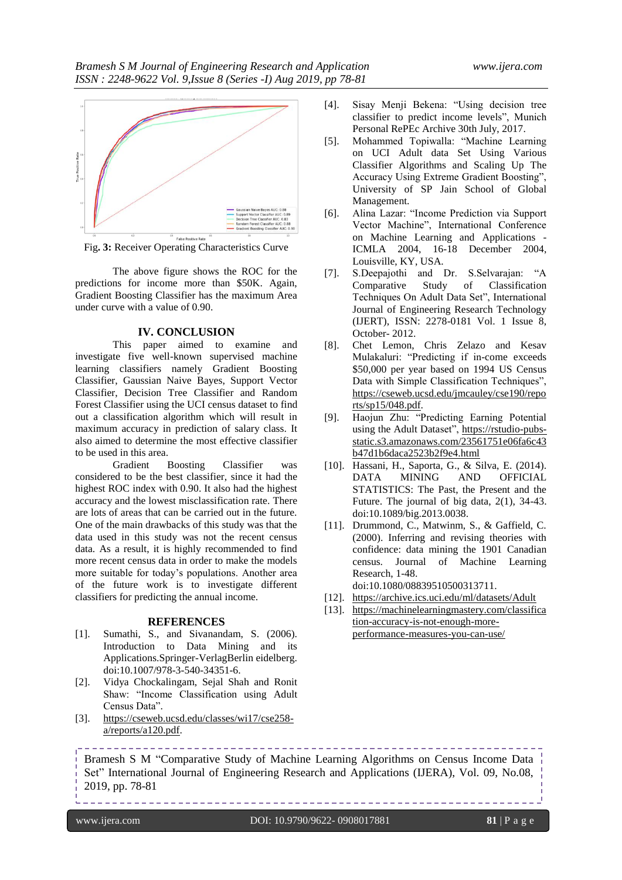True Positive Rate

False Positive Rate

Gaussian Naive Bayes AUC: 0.88
Support Vector Classifier AUC: 0.89
Decision Tree Classifier AUC: 0.83
Random Forest Classifier AUC: 0.88
Gradient Boosting Classifier AUC: 0.90

Fig. 3: Receiver Operating Characteristics Curve

The above figure shows the ROC for the predictions for income more than $50K. Again, Gradient Boosting Classifier has the maximum Area under curve with a value of 0.90.

## IV. CONCLUSION

This paper aimed to examine and investigate five well-known supervised machine learning classifiers namely Gradient Boosting Classifier, Gaussian Naive Bayes, Support Vector Classifier, Decision Tree Classifier and Random Forest Classifier using the UCI census dataset to find out a classification algorithm which will result in maximum accuracy in prediction of salary class. It also aimed to determine the most effective classifier to be used in this area.

Gradient Boosting Classifier was considered to be the best classifier, since it had the highest ROC index with 0.90. It also had the highest accuracy and the lowest misclassification rate. There are lots of areas that can be carried out in the future. One of the main drawbacks of this study was that the data used in this study was not the recent census data. As a result, it is highly recommended to find more recent census data in order to make the models more suitable for today's populations. Another area of the future work is to investigate different classifiers for predicting the annual income.

## REFERENCES

[1]. Sumathi, S., and Sivanandam, S. (2006). Introduction to Data Mining and its Applications.Springer-VerlagBerlin eidelberg. doi:10.1007/978-3-540-34351-6.

[2]. Vidya Chockalingam, Sejal Shah and Ronit Shaw: "Income Classification using Adult Census Data".

[3]. https://cseweb.ucsd.edu/classes/wi17/cse258-a/reports/a120.pdf.

[4]. Sisay Menji Bekena: "Using decision tree classifier to predict income levels", Munich Personal RePEc Archive 30th July, 2017.

[5]. Mohammed Topiwalla: "Machine Learning on UCI Adult data Set Using Various Classifier Algorithms and Scaling Up The Accuracy Using Extreme Gradient Boosting", University of SP Jain School of Global Management.

[6]. Alina Lazar: "Income Prediction via Support Vector Machine", International Conference on Machine Learning and Applications - ICMLA 2004, 16-18 December 2004, Louisville, KY, USA.

[7]. S.Deepajothi and Dr. S.Selvarajan: "A Comparative Study of Classification Techniques On Adult Data Set", International Journal of Engineering Research Technology (IJERT), ISSN: 2278-0181 Vol. 1 Issue 8, October- 2012.

[8]. Chet Lemon, Chris Zelazo and Kesav Mulakaluri: "Predicting if in-come exceeds $50,000 per year based on 1994 US Census Data with Simple Classification Techniques", https://cseweb.ucsd.edu/jmcauley/cse190/reports/sp15/048.pdf.

[9]. Haojun Zhu: "Predicting Earning Potential using the Adult Dataset", https://rstudio-pubs-static.s3.amazonaws.com/235617 51e06fa6c43b47d1b6daca2523b2f9e4.html

[10]. Hassani, H., Saporta, G., & Silva, E. (2014). DATA MINING AND OFFICIAL STATISTICS: The Past, the Present and the Future. The journal of big data, 2(1), 34-43. doi:10.1089/big.2013.0038.

[11]. Drummond, C., Matwinm, S., & Gaffield, C. (2000). Inferring and revising theories with confidence: data mining the 1901 Canadian census. Journal of Machine Learning Research, 1-48. doi:10.1080/08839510500313711.

[12]. https://archive.ics.uci.edu/ml/datasets/Adult

[13]. https://machinelearningmastery.com/classification-accuracy-is-not-enough-more-performance-measures-you-can-use/

Bramesh S M "Comparative Study of Machine Learning Algorithms on Census Income Data Set" International Journal of Engineering Research and Applications (IJERA), Vol. 09, No.08, 2019, pp. 78-81